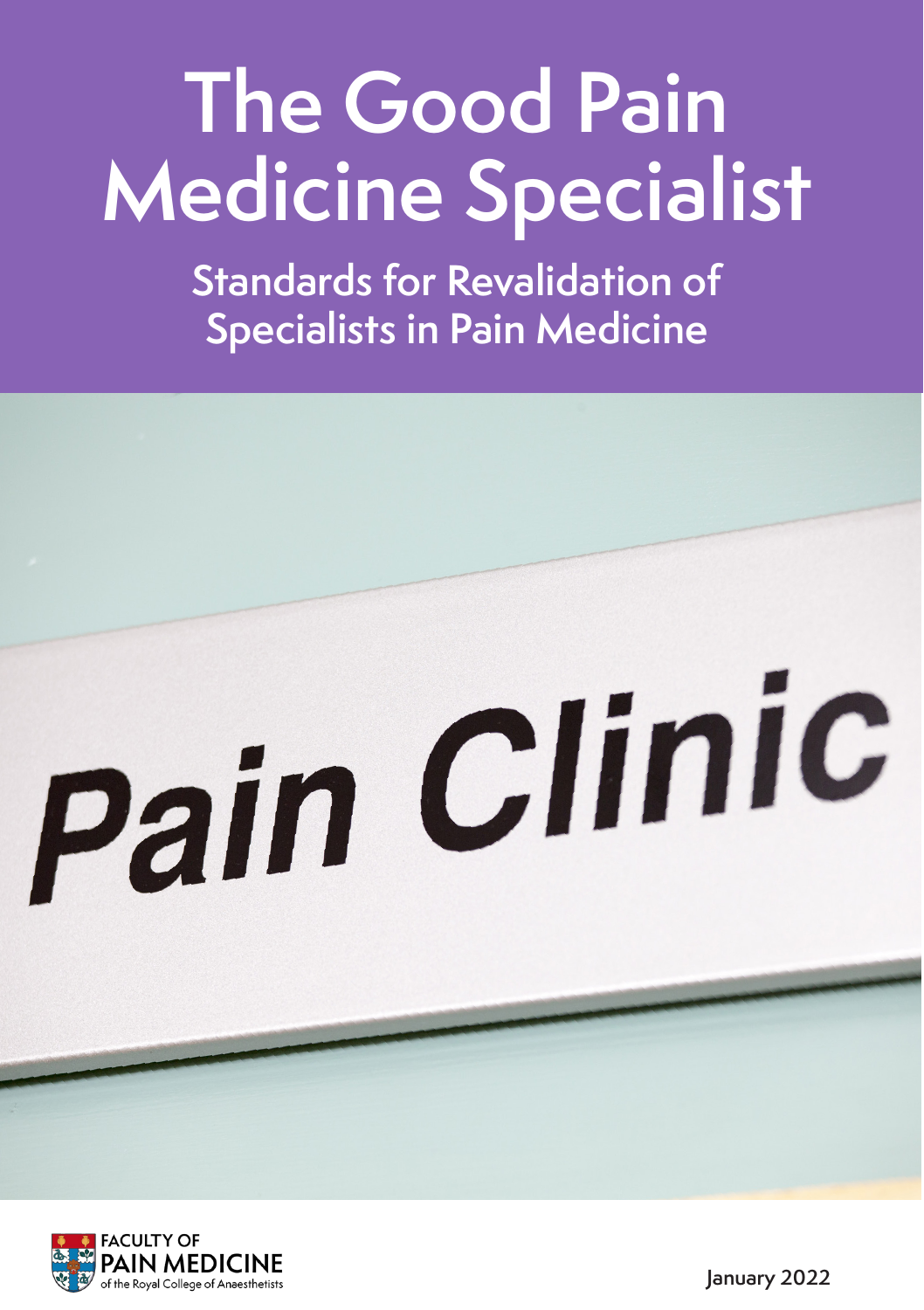# The Good Pain Medicine Specialist

## Standards for Revalidation of Specialists in Pain Medicine

FACULTY OF PAIN MEDICINE of the Royal College of Anaesthetists

January 2022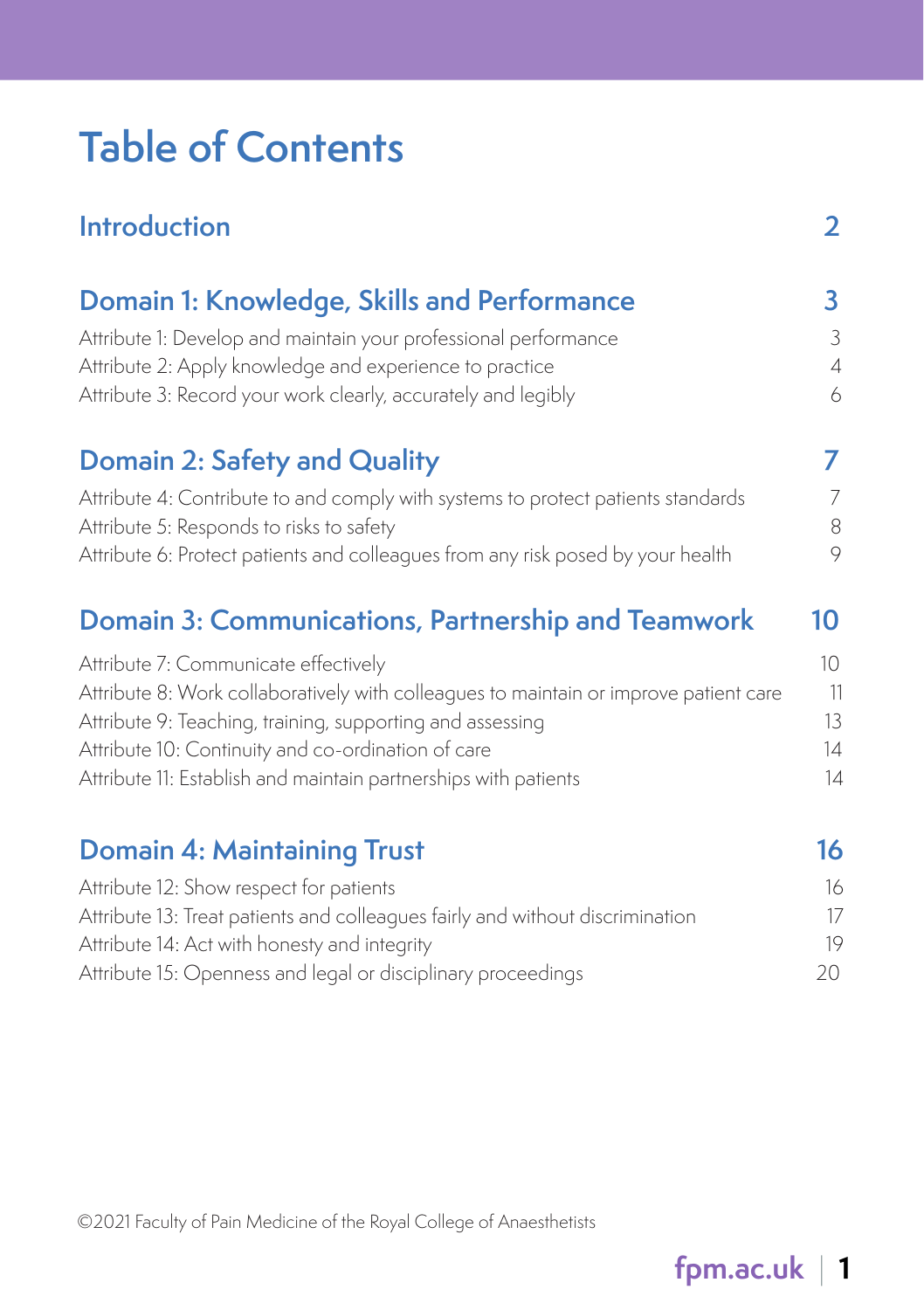# Table of Contents

| | |
|---|---|
| **Introduction** | **2** |
| **Domain 1: Knowledge, Skills and Performance** | **3** |
| Attribute 1: Develop and maintain your professional performance | 3 |
| Attribute 2: Apply knowledge and experience to practice | 4 |
| Attribute 3: Record your work clearly, accurately and legibly | 6 |
| **Domain 2: Safety and Quality** | **7** |
| Attribute 4: Contribute to and comply with systems to protect patients standards | 7 |
| Attribute 5: Responds to risks to safety | 8 |
| Attribute 6: Protect patients and colleagues from any risk posed by your health | 9 |
| **Domain 3: Communications, Partnership and Teamwork** | **10** |
| Attribute 7: Communicate effectively | 10 |
| Attribute 8: Work collaboratively with colleagues to maintain or improve patient care | 11 |
| Attribute 9: Teaching, training, supporting and assessing | 13 |
| Attribute 10: Continuity and co-ordination of care | 14 |
| Attribute 11: Establish and maintain partnerships with patients | 14 |
| **Domain 4: Maintaining Trust** | **16** |
| Attribute 12: Show respect for patients | 16 |
| Attribute 13: Treat patients and colleagues fairly and without discrimination | 17 |
| Attribute 14: Act with honesty and integrity | 19 |
| Attribute 15: Openness and legal or disciplinary proceedings | 20 |

©2021 Faculty of Pain Medicine of the Royal College of Anaesthetists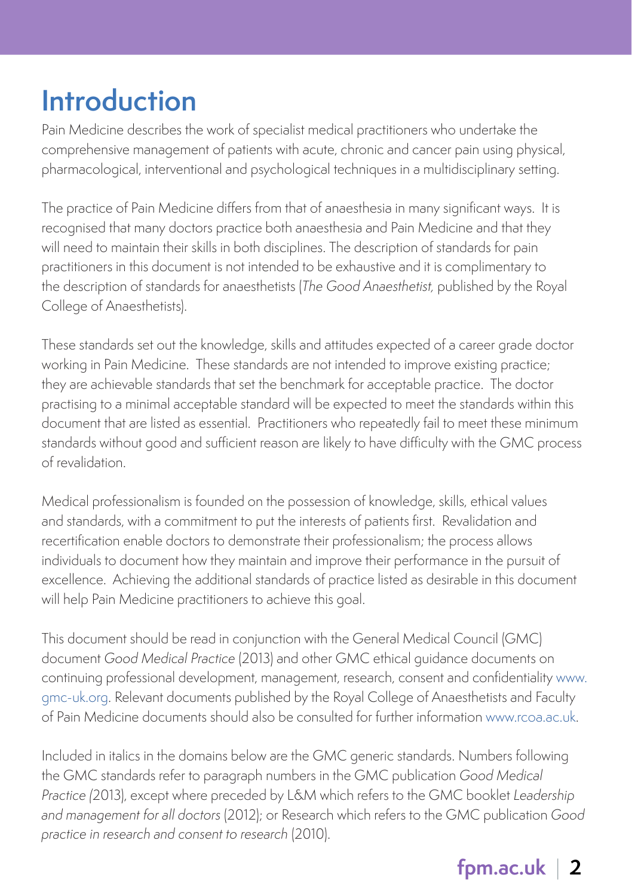# Introduction

Pain Medicine describes the work of specialist medical practitioners who undertake the comprehensive management of patients with acute, chronic and cancer pain using physical, pharmacological, interventional and psychological techniques in a multidisciplinary setting.

The practice of Pain Medicine differs from that of anaesthesia in many significant ways. It is recognised that many doctors practice both anaesthesia and Pain Medicine and that they will need to maintain their skills in both disciplines. The description of standards for pain practitioners in this document is not intended to be exhaustive and it is complimentary to the description of standards for anaesthetists (*The Good Anaesthetist,* published by the Royal College of Anaesthetists).

These standards set out the knowledge, skills and attitudes expected of a career grade doctor working in Pain Medicine. These standards are not intended to improve existing practice; they are achievable standards that set the benchmark for acceptable practice. The doctor practising to a minimal acceptable standard will be expected to meet the standards within this document that are listed as essential. Practitioners who repeatedly fail to meet these minimum standards without good and sufficient reason are likely to have difficulty with the GMC process of revalidation.

Medical professionalism is founded on the possession of knowledge, skills, ethical values and standards, with a commitment to put the interests of patients first. Revalidation and recertification enable doctors to demonstrate their professionalism; the process allows individuals to document how they maintain and improve their performance in the pursuit of excellence. Achieving the additional standards of practice listed as desirable in this document will help Pain Medicine practitioners to achieve this goal.

This document should be read in conjunction with the General Medical Council (GMC) document *Good Medical Practice* (2013) and other GMC ethical guidance documents on continuing professional development, management, research, consent and confidentiality www.gmc-uk.org. Relevant documents published by the Royal College of Anaesthetists and Faculty of Pain Medicine documents should also be consulted for further information www.rcoa.ac.uk.

Included in italics in the domains below are the GMC generic standards. Numbers following the GMC standards refer to paragraph numbers in the GMC publication *Good Medical Practice* (2013), except where preceded by L&M which refers to the GMC booklet *Leadership and management for all doctors* (2012); or Research which refers to the GMC publication *Good practice in research and consent to research* (2010).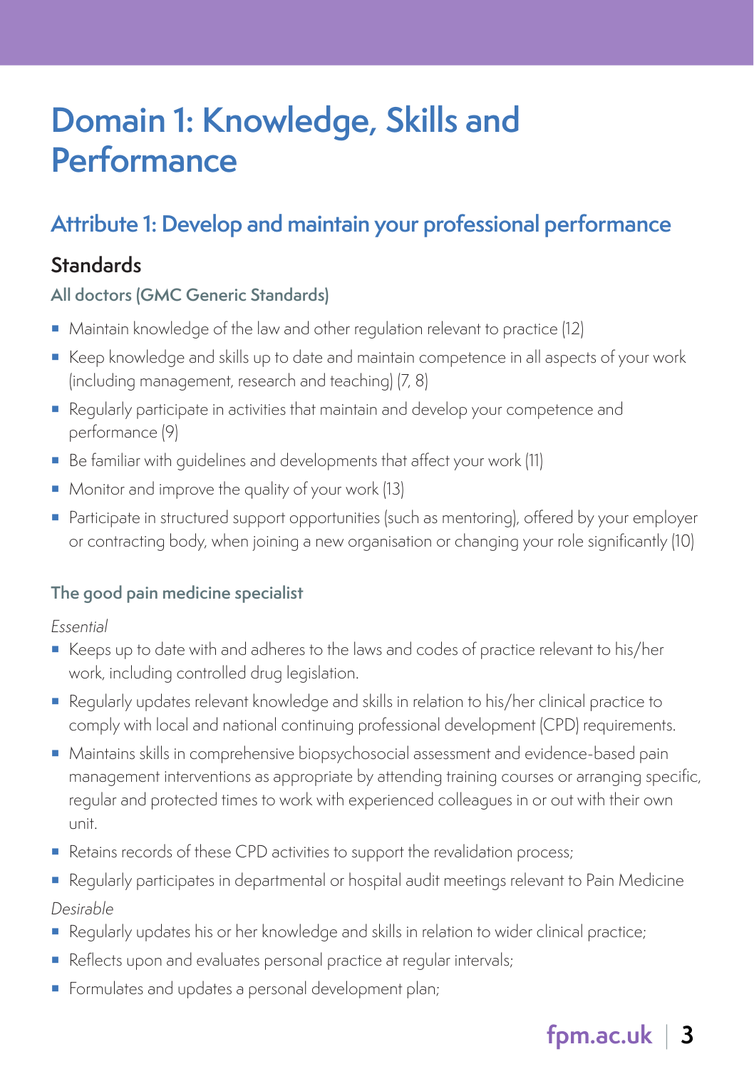# Domain 1: Knowledge, Skills and Performance

## Attribute 1: Develop and maintain your professional performance

### Standards

#### All doctors (GMC Generic Standards)

- Maintain knowledge of the law and other regulation relevant to practice (12)
- Keep knowledge and skills up to date and maintain competence in all aspects of your work (including management, research and teaching) (7, 8)
- Regularly participate in activities that maintain and develop your competence and performance (9)
- Be familiar with guidelines and developments that affect your work (11)
- Monitor and improve the quality of your work (13)
- Participate in structured support opportunities (such as mentoring), offered by your employer or contracting body, when joining a new organisation or changing your role significantly (10)

#### The good pain medicine specialist

*Essential*

- Keeps up to date with and adheres to the laws and codes of practice relevant to his/her work, including controlled drug legislation.
- Regularly updates relevant knowledge and skills in relation to his/her clinical practice to comply with local and national continuing professional development (CPD) requirements.
- Maintains skills in comprehensive biopsychosocial assessment and evidence-based pain management interventions as appropriate by attending training courses or arranging specific, regular and protected times to work with experienced colleagues in or out with their own unit.
- Retains records of these CPD activities to support the revalidation process;
- Regularly participates in departmental or hospital audit meetings relevant to Pain Medicine

*Desirable*

- Regularly updates his or her knowledge and skills in relation to wider clinical practice;
- Reflects upon and evaluates personal practice at regular intervals;
- Formulates and updates a personal development plan;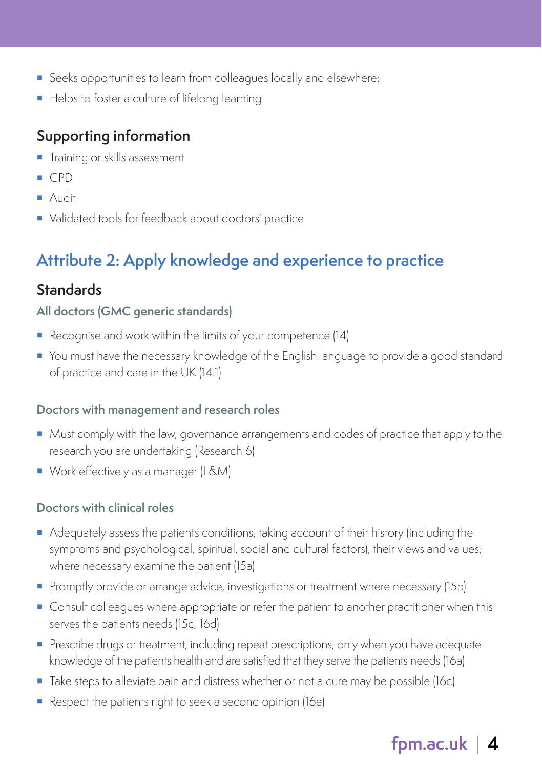- Seeks opportunities to learn from colleagues locally and elsewhere;
- Helps to foster a culture of lifelong learning

### Supporting information

- Training or skills assessment
- CPD
- Audit
- Validated tools for feedback about doctors' practice

## Attribute 2: Apply knowledge and experience to practice

### Standards

#### All doctors (GMC generic standards)

- Recognise and work within the limits of your competence (14)
- You must have the necessary knowledge of the English language to provide a good standard of practice and care in the UK (14.1)

#### Doctors with management and research roles

- Must comply with the law, governance arrangements and codes of practice that apply to the research you are undertaking (Research 6)
- Work effectively as a manager (L&M)

#### Doctors with clinical roles

- Adequately assess the patients conditions, taking account of their history (including the symptoms and psychological, spiritual, social and cultural factors), their views and values; where necessary examine the patient (15a)
- Promptly provide or arrange advice, investigations or treatment where necessary (15b)
- Consult colleagues where appropriate or refer the patient to another practitioner when this serves the patients needs (15c, 16d)
- Prescribe drugs or treatment, including repeat prescriptions, only when you have adequate knowledge of the patients health and are satisfied that they serve the patients needs (16a)
- Take steps to alleviate pain and distress whether or not a cure may be possible (16c)
- Respect the patients right to seek a second opinion (16e)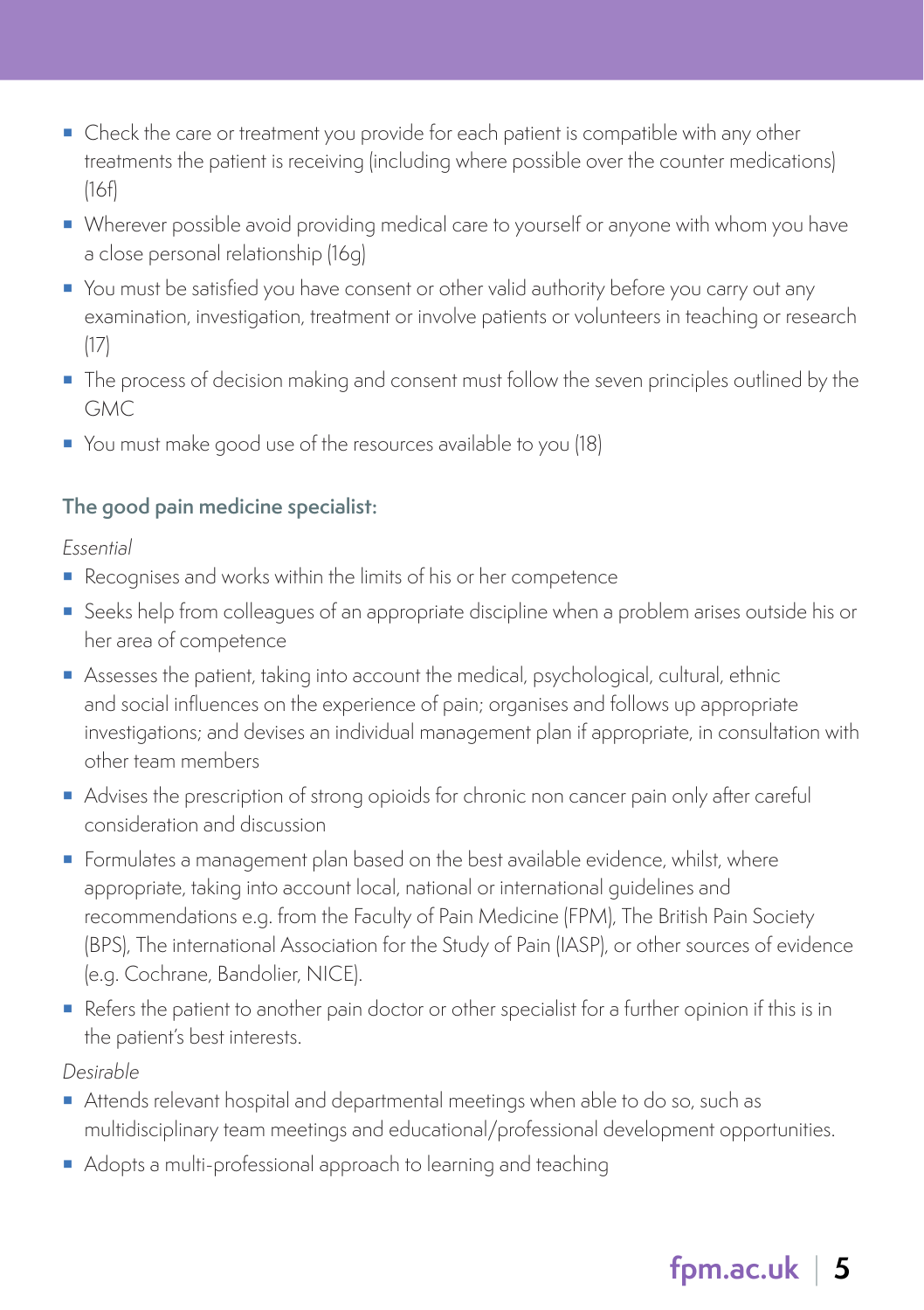- Check the care or treatment you provide for each patient is compatible with any other treatments the patient is receiving (including where possible over the counter medications) (16f)
- Wherever possible avoid providing medical care to yourself or anyone with whom you have a close personal relationship (16g)
- You must be satisfied you have consent or other valid authority before you carry out any examination, investigation, treatment or involve patients or volunteers in teaching or research (17)
- The process of decision making and consent must follow the seven principles outlined by the GMC
- You must make good use of the resources available to you (18)

### The good pain medicine specialist:

*Essential*

- Recognises and works within the limits of his or her competence
- Seeks help from colleagues of an appropriate discipline when a problem arises outside his or her area of competence
- Assesses the patient, taking into account the medical, psychological, cultural, ethnic and social influences on the experience of pain; organises and follows up appropriate investigations; and devises an individual management plan if appropriate, in consultation with other team members
- Advises the prescription of strong opioids for chronic non cancer pain only after careful consideration and discussion
- Formulates a management plan based on the best available evidence, whilst, where appropriate, taking into account local, national or international guidelines and recommendations e.g. from the Faculty of Pain Medicine (FPM), The British Pain Society (BPS), The international Association for the Study of Pain (IASP), or other sources of evidence (e.g. Cochrane, Bandolier, NICE).
- Refers the patient to another pain doctor or other specialist for a further opinion if this is in the patient's best interests.

*Desirable*

- Attends relevant hospital and departmental meetings when able to do so, such as multidisciplinary team meetings and educational/professional development opportunities.
- Adopts a multi-professional approach to learning and teaching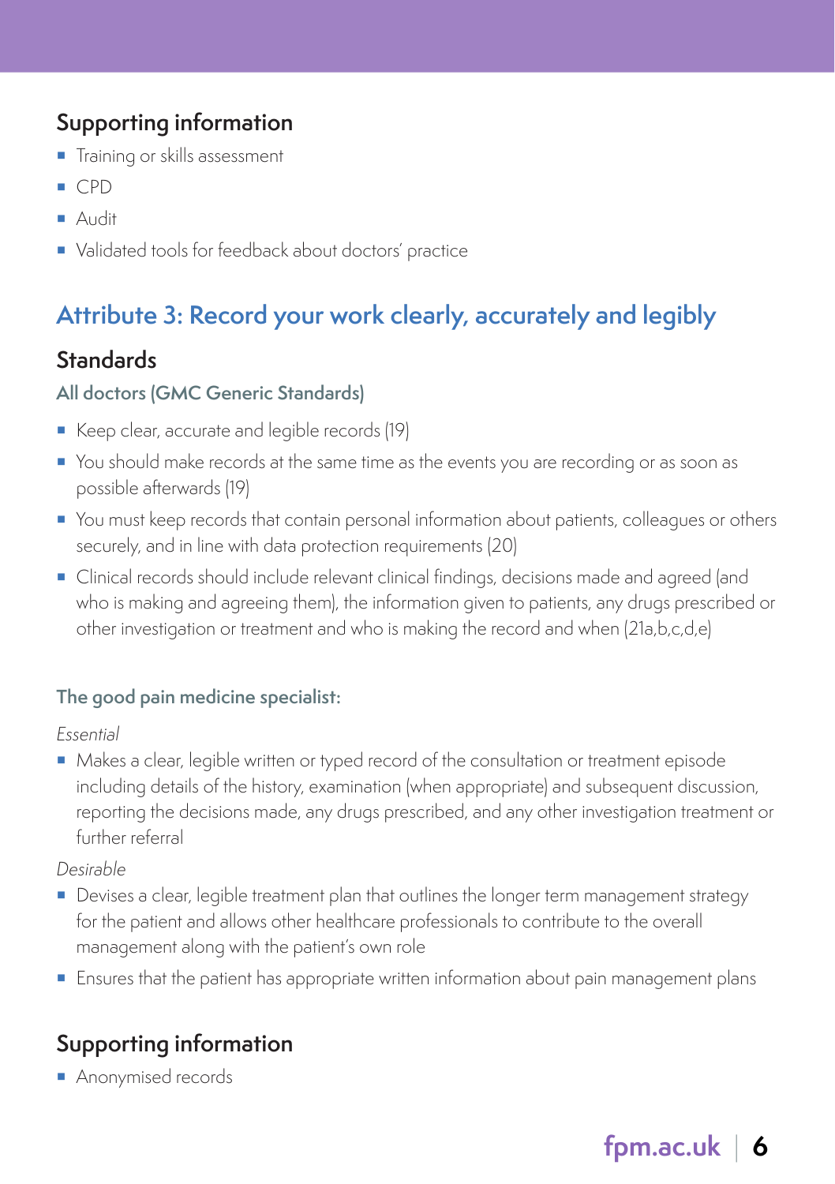## Supporting information

- Training or skills assessment
- CPD
- Audit
- Validated tools for feedback about doctors' practice

## Attribute 3: Record your work clearly, accurately and legibly

### Standards

#### All doctors (GMC Generic Standards)

- Keep clear, accurate and legible records (19)
- You should make records at the same time as the events you are recording or as soon as possible afterwards (19)
- You must keep records that contain personal information about patients, colleagues or others securely, and in line with data protection requirements (20)
- Clinical records should include relevant clinical findings, decisions made and agreed (and who is making and agreeing them), the information given to patients, any drugs prescribed or other investigation or treatment and who is making the record and when (21a,b,c,d,e)

#### The good pain medicine specialist:

*Essential*

- Makes a clear, legible written or typed record of the consultation or treatment episode including details of the history, examination (when appropriate) and subsequent discussion, reporting the decisions made, any drugs prescribed, and any other investigation treatment or further referral

*Desirable*

- Devises a clear, legible treatment plan that outlines the longer term management strategy for the patient and allows other healthcare professionals to contribute to the overall management along with the patient's own role
- Ensures that the patient has appropriate written information about pain management plans

## Supporting information

- Anonymised records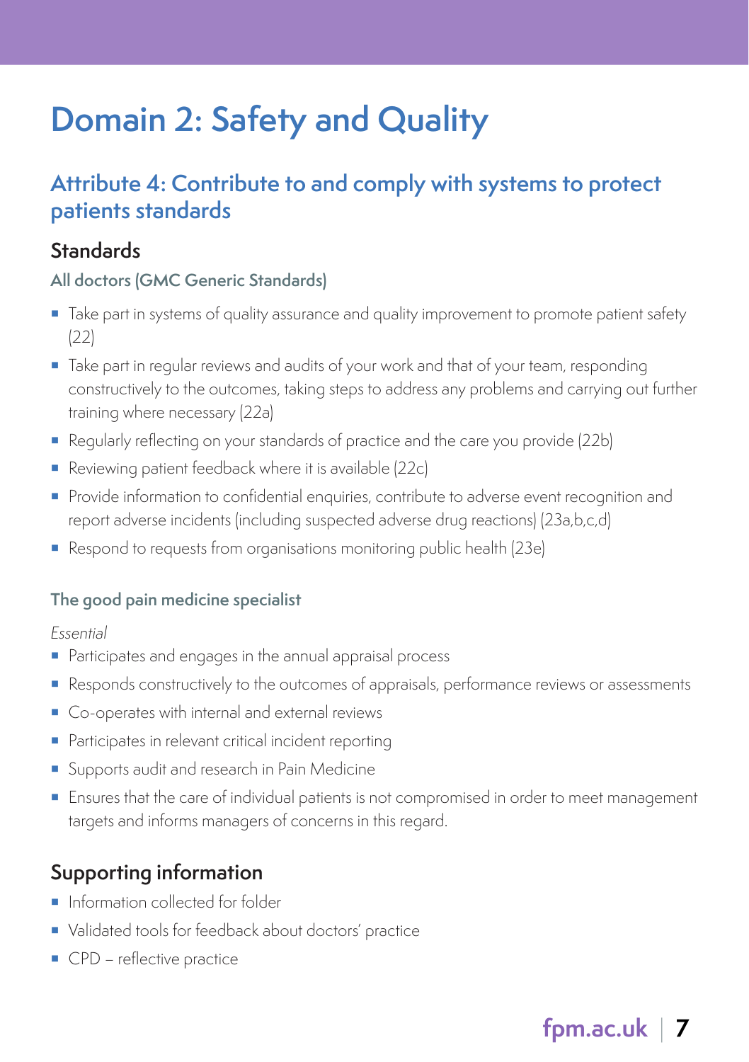# Domain 2: Safety and Quality

## Attribute 4: Contribute to and comply with systems to protect patients standards

### Standards

#### All doctors (GMC Generic Standards)

- Take part in systems of quality assurance and quality improvement to promote patient safety (22)
- Take part in regular reviews and audits of your work and that of your team, responding constructively to the outcomes, taking steps to address any problems and carrying out further training where necessary (22a)
- Regularly reflecting on your standards of practice and the care you provide (22b)
- Reviewing patient feedback where it is available (22c)
- Provide information to confidential enquiries, contribute to adverse event recognition and report adverse incidents (including suspected adverse drug reactions) (23a,b,c,d)
- Respond to requests from organisations monitoring public health (23e)

#### The good pain medicine specialist

*Essential*

- Participates and engages in the annual appraisal process
- Responds constructively to the outcomes of appraisals, performance reviews or assessments
- Co-operates with internal and external reviews
- Participates in relevant critical incident reporting
- Supports audit and research in Pain Medicine
- Ensures that the care of individual patients is not compromised in order to meet management targets and informs managers of concerns in this regard.

### Supporting information

- Information collected for folder
- Validated tools for feedback about doctors' practice
- CPD – reflective practice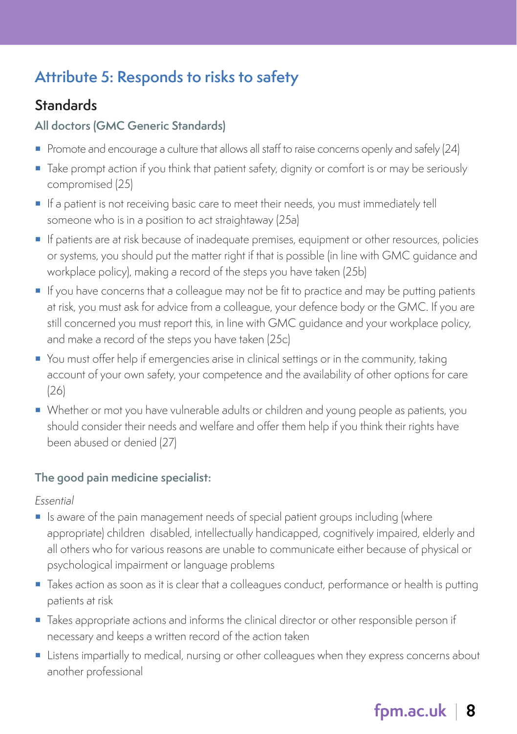## Attribute 5: Responds to risks to safety

### Standards

#### All doctors (GMC Generic Standards)

- Promote and encourage a culture that allows all staff to raise concerns openly and safely (24)
- Take prompt action if you think that patient safety, dignity or comfort is or may be seriously compromised (25)
- If a patient is not receiving basic care to meet their needs, you must immediately tell someone who is in a position to act straightaway (25a)
- If patients are at risk because of inadequate premises, equipment or other resources, policies or systems, you should put the matter right if that is possible (in line with GMC guidance and workplace policy), making a record of the steps you have taken (25b)
- If you have concerns that a colleague may not be fit to practice and may be putting patients at risk, you must ask for advice from a colleague, your defence body or the GMC. If you are still concerned you must report this, in line with GMC guidance and your workplace policy, and make a record of the steps you have taken (25c)
- You must offer help if emergencies arise in clinical settings or in the community, taking account of your own safety, your competence and the availability of other options for care (26)
- Whether or mot you have vulnerable adults or children and young people as patients, you should consider their needs and welfare and offer them help if you think their rights have been abused or denied (27)

#### The good pain medicine specialist:

*Essential*

- Is aware of the pain management needs of special patient groups including (where appropriate) children  disabled, intellectually handicapped, cognitively impaired, elderly and all others who for various reasons are unable to communicate either because of physical or psychological impairment or language problems
- Takes action as soon as it is clear that a colleagues conduct, performance or health is putting patients at risk
- Takes appropriate actions and informs the clinical director or other responsible person if necessary and keeps a written record of the action taken
- Listens impartially to medical, nursing or other colleagues when they express concerns about another professional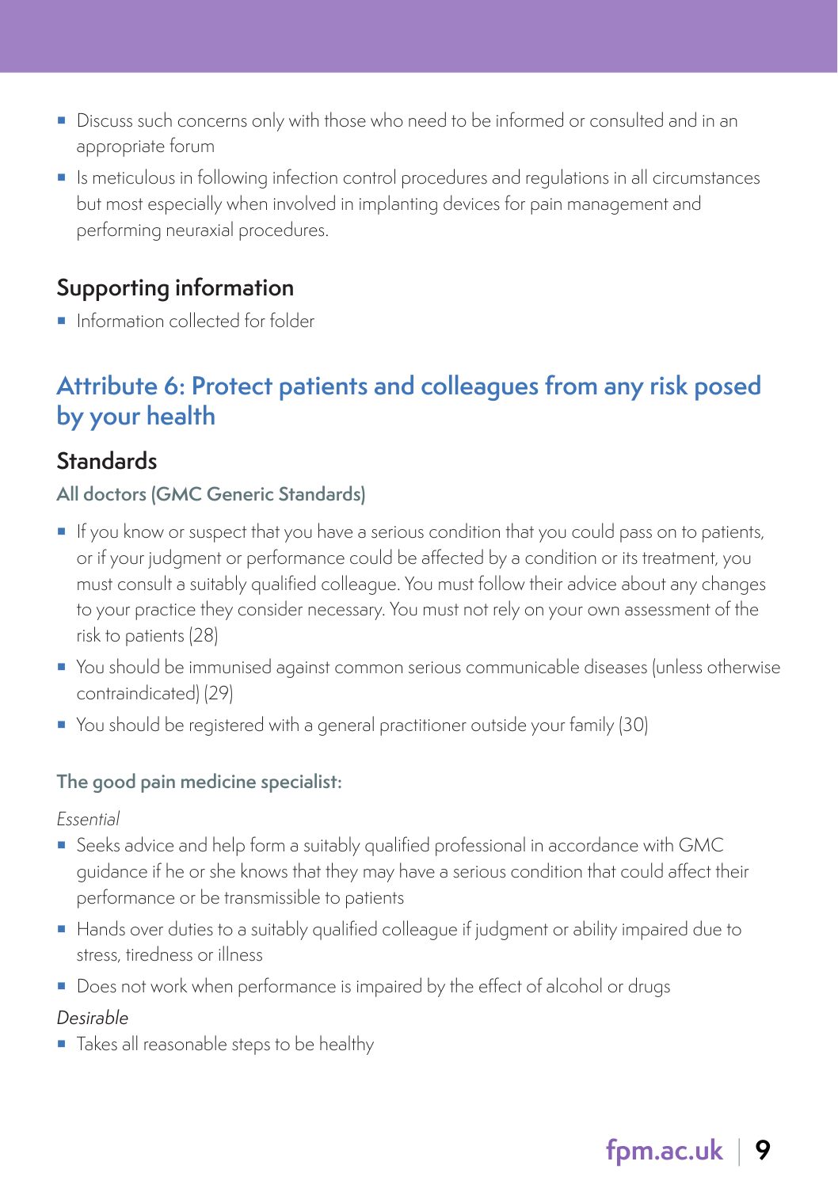- Discuss such concerns only with those who need to be informed or consulted and in an appropriate forum
- Is meticulous in following infection control procedures and regulations in all circumstances but most especially when involved in implanting devices for pain management and performing neuraxial procedures.

### Supporting information

- Information collected for folder

## Attribute 6: Protect patients and colleagues from any risk posed by your health

### Standards

#### All doctors (GMC Generic Standards)

- If you know or suspect that you have a serious condition that you could pass on to patients, or if your judgment or performance could be affected by a condition or its treatment, you must consult a suitably qualified colleague. You must follow their advice about any changes to your practice they consider necessary. You must not rely on your own assessment of the risk to patients (28)
- You should be immunised against common serious communicable diseases (unless otherwise contraindicated) (29)
- You should be registered with a general practitioner outside your family (30)

#### The good pain medicine specialist:

*Essential*

- Seeks advice and help form a suitably qualified professional in accordance with GMC guidance if he or she knows that they may have a serious condition that could affect their performance or be transmissible to patients
- Hands over duties to a suitably qualified colleague if judgment or ability impaired due to stress, tiredness or illness
- Does not work when performance is impaired by the effect of alcohol or drugs

*Desirable*

- Takes all reasonable steps to be healthy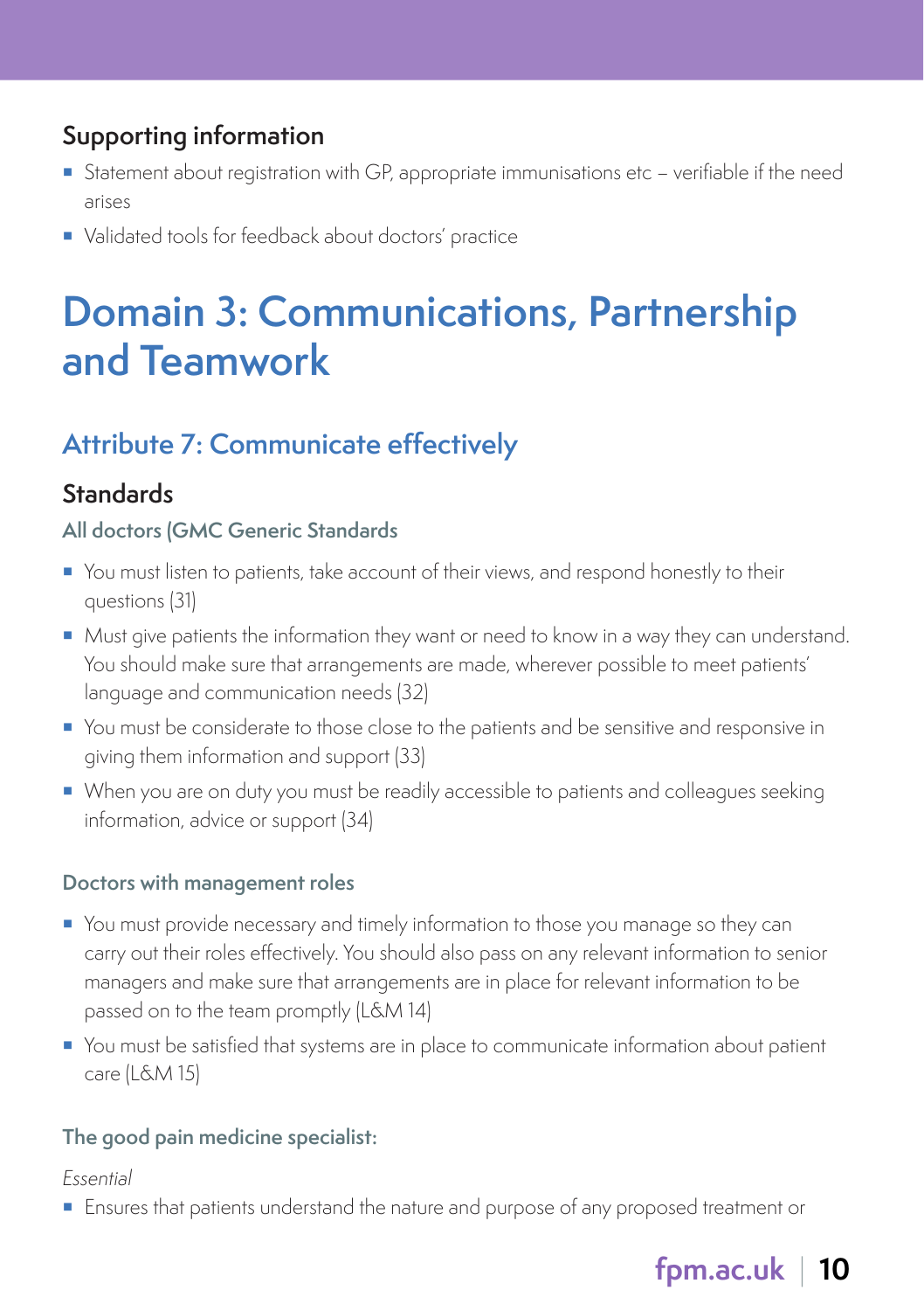## Supporting information

- Statement about registration with GP, appropriate immunisations etc – verifiable if the need arises
- Validated tools for feedback about doctors' practice

# Domain 3: Communications, Partnership and Teamwork

## Attribute 7: Communicate effectively

### Standards

#### All doctors (GMC Generic Standards

- You must listen to patients, take account of their views, and respond honestly to their questions (31)
- Must give patients the information they want or need to know in a way they can understand. You should make sure that arrangements are made, wherever possible to meet patients' language and communication needs (32)
- You must be considerate to those close to the patients and be sensitive and responsive in giving them information and support (33)
- When you are on duty you must be readily accessible to patients and colleagues seeking information, advice or support (34)

#### Doctors with management roles

- You must provide necessary and timely information to those you manage so they can carry out their roles effectively. You should also pass on any relevant information to senior managers and make sure that arrangements are in place for relevant information to be passed on to the team promptly (L&M 14)
- You must be satisfied that systems are in place to communicate information about patient care (L&M 15)

#### The good pain medicine specialist:

*Essential*

- Ensures that patients understand the nature and purpose of any proposed treatment or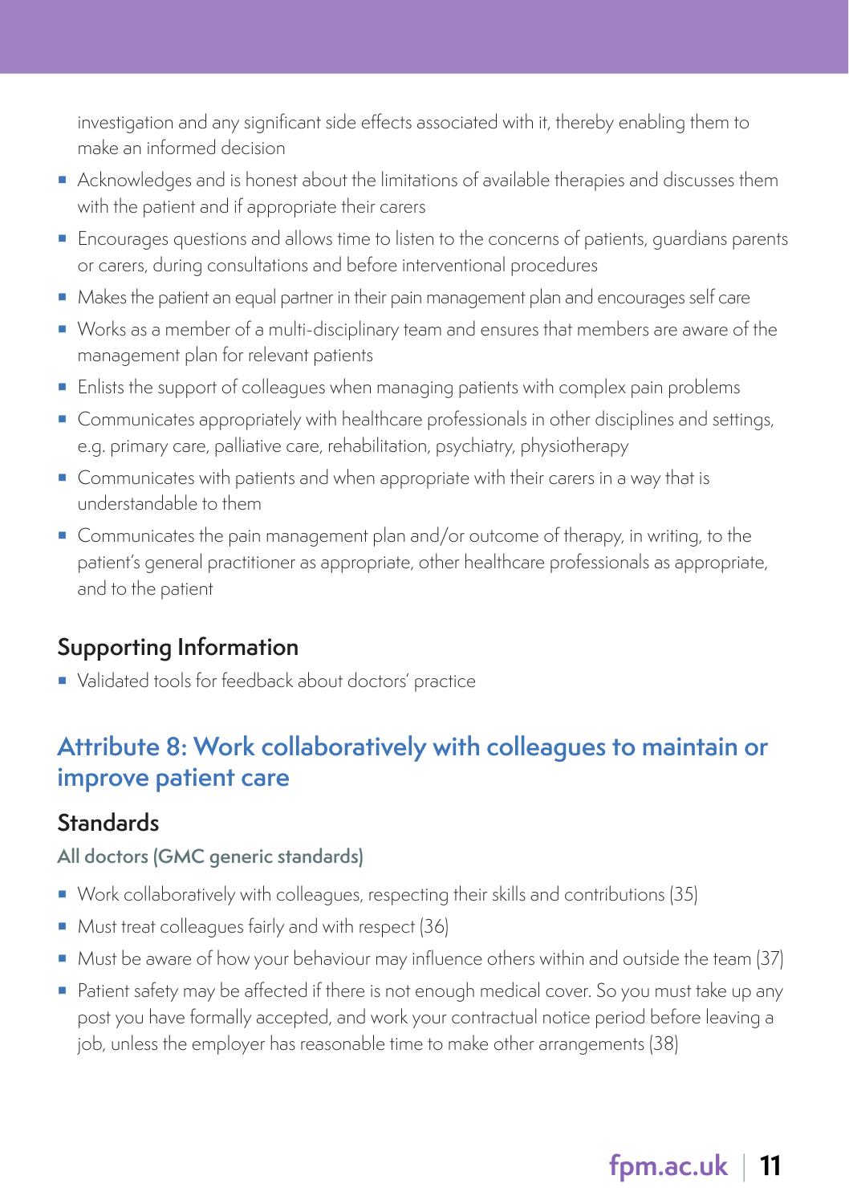investigation and any significant side effects associated with it, thereby enabling them to make an informed decision

- Acknowledges and is honest about the limitations of available therapies and discusses them with the patient and if appropriate their carers
- Encourages questions and allows time to listen to the concerns of patients, guardians parents or carers, during consultations and before interventional procedures
- Makes the patient an equal partner in their pain management plan and encourages self care
- Works as a member of a multi-disciplinary team and ensures that members are aware of the management plan for relevant patients
- Enlists the support of colleagues when managing patients with complex pain problems
- Communicates appropriately with healthcare professionals in other disciplines and settings, e.g. primary care, palliative care, rehabilitation, psychiatry, physiotherapy
- Communicates with patients and when appropriate with their carers in a way that is understandable to them
- Communicates the pain management plan and/or outcome of therapy, in writing, to the patient's general practitioner as appropriate, other healthcare professionals as appropriate, and to the patient

### Supporting Information

- Validated tools for feedback about doctors' practice

## Attribute 8: Work collaboratively with colleagues to maintain or improve patient care

### Standards

#### All doctors (GMC generic standards)

- Work collaboratively with colleagues, respecting their skills and contributions (35)
- Must treat colleagues fairly and with respect (36)
- Must be aware of how your behaviour may influence others within and outside the team (37)
- Patient safety may be affected if there is not enough medical cover. So you must take up any post you have formally accepted, and work your contractual notice period before leaving a job, unless the employer has reasonable time to make other arrangements (38)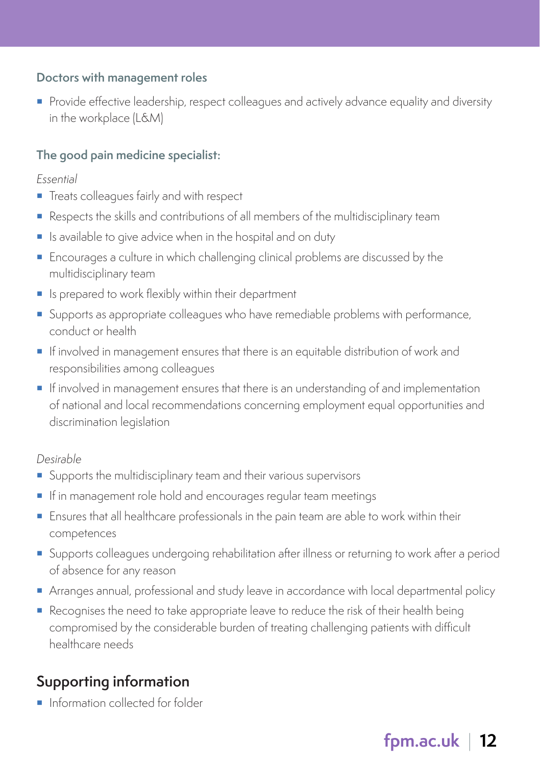### Doctors with management roles

- Provide effective leadership, respect colleagues and actively advance equality and diversity in the workplace (L&M)

### The good pain medicine specialist:

*Essential*

- Treats colleagues fairly and with respect
- Respects the skills and contributions of all members of the multidisciplinary team
- Is available to give advice when in the hospital and on duty
- Encourages a culture in which challenging clinical problems are discussed by the multidisciplinary team
- Is prepared to work flexibly within their department
- Supports as appropriate colleagues who have remediable problems with performance, conduct or health
- If involved in management ensures that there is an equitable distribution of work and responsibilities among colleagues
- If involved in management ensures that there is an understanding of and implementation of national and local recommendations concerning employment equal opportunities and discrimination legislation

*Desirable*

- Supports the multidisciplinary team and their various supervisors
- If in management role hold and encourages regular team meetings
- Ensures that all healthcare professionals in the pain team are able to work within their competences
- Supports colleagues undergoing rehabilitation after illness or returning to work after a period of absence for any reason
- Arranges annual, professional and study leave in accordance with local departmental policy
- Recognises the need to take appropriate leave to reduce the risk of their health being compromised by the considerable burden of treating challenging patients with difficult healthcare needs

## Supporting information

- Information collected for folder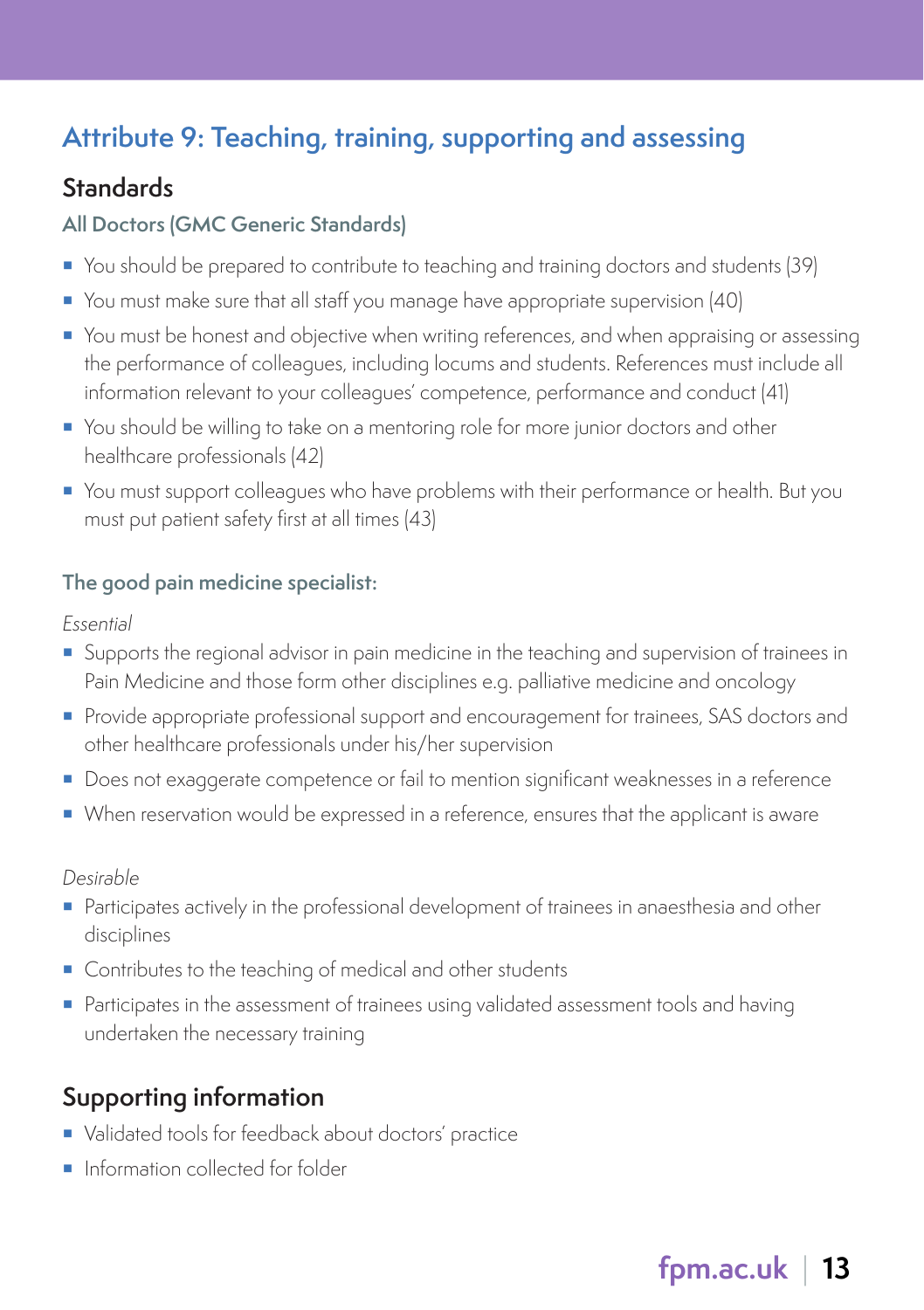## Attribute 9: Teaching, training, supporting and assessing

### Standards

#### All Doctors (GMC Generic Standards)

- You should be prepared to contribute to teaching and training doctors and students (39)
- You must make sure that all staff you manage have appropriate supervision (40)
- You must be honest and objective when writing references, and when appraising or assessing the performance of colleagues, including locums and students. References must include all information relevant to your colleagues' competence, performance and conduct (41)
- You should be willing to take on a mentoring role for more junior doctors and other healthcare professionals (42)
- You must support colleagues who have problems with their performance or health. But you must put patient safety first at all times (43)

#### The good pain medicine specialist:

*Essential*

- Supports the regional advisor in pain medicine in the teaching and supervision of trainees in Pain Medicine and those form other disciplines e.g. palliative medicine and oncology
- Provide appropriate professional support and encouragement for trainees, SAS doctors and other healthcare professionals under his/her supervision
- Does not exaggerate competence or fail to mention significant weaknesses in a reference
- When reservation would be expressed in a reference, ensures that the applicant is aware

*Desirable*

- Participates actively in the professional development of trainees in anaesthesia and other disciplines
- Contributes to the teaching of medical and other students
- Participates in the assessment of trainees using validated assessment tools and having undertaken the necessary training

### Supporting information

- Validated tools for feedback about doctors' practice
- Information collected for folder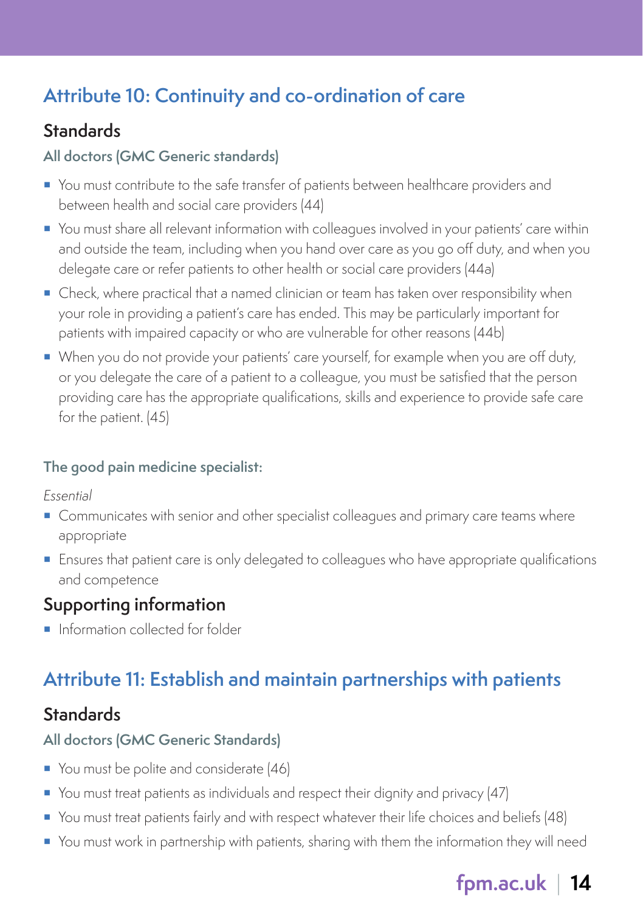## Attribute 10: Continuity and co-ordination of care

### Standards

#### All doctors (GMC Generic standards)

- You must contribute to the safe transfer of patients between healthcare providers and between health and social care providers (44)
- You must share all relevant information with colleagues involved in your patients' care within and outside the team, including when you hand over care as you go off duty, and when you delegate care or refer patients to other health or social care providers (44a)
- Check, where practical that a named clinician or team has taken over responsibility when your role in providing a patient's care has ended. This may be particularly important for patients with impaired capacity or who are vulnerable for other reasons (44b)
- When you do not provide your patients' care yourself, for example when you are off duty, or you delegate the care of a patient to a colleague, you must be satisfied that the person providing care has the appropriate qualifications, skills and experience to provide safe care for the patient. (45)

#### The good pain medicine specialist:

*Essential*

- Communicates with senior and other specialist colleagues and primary care teams where appropriate
- Ensures that patient care is only delegated to colleagues who have appropriate qualifications and competence

### Supporting information

- Information collected for folder

## Attribute 11: Establish and maintain partnerships with patients

### Standards

#### All doctors (GMC Generic Standards)

- You must be polite and considerate (46)
- You must treat patients as individuals and respect their dignity and privacy (47)
- You must treat patients fairly and with respect whatever their life choices and beliefs (48)
- You must work in partnership with patients, sharing with them the information they will need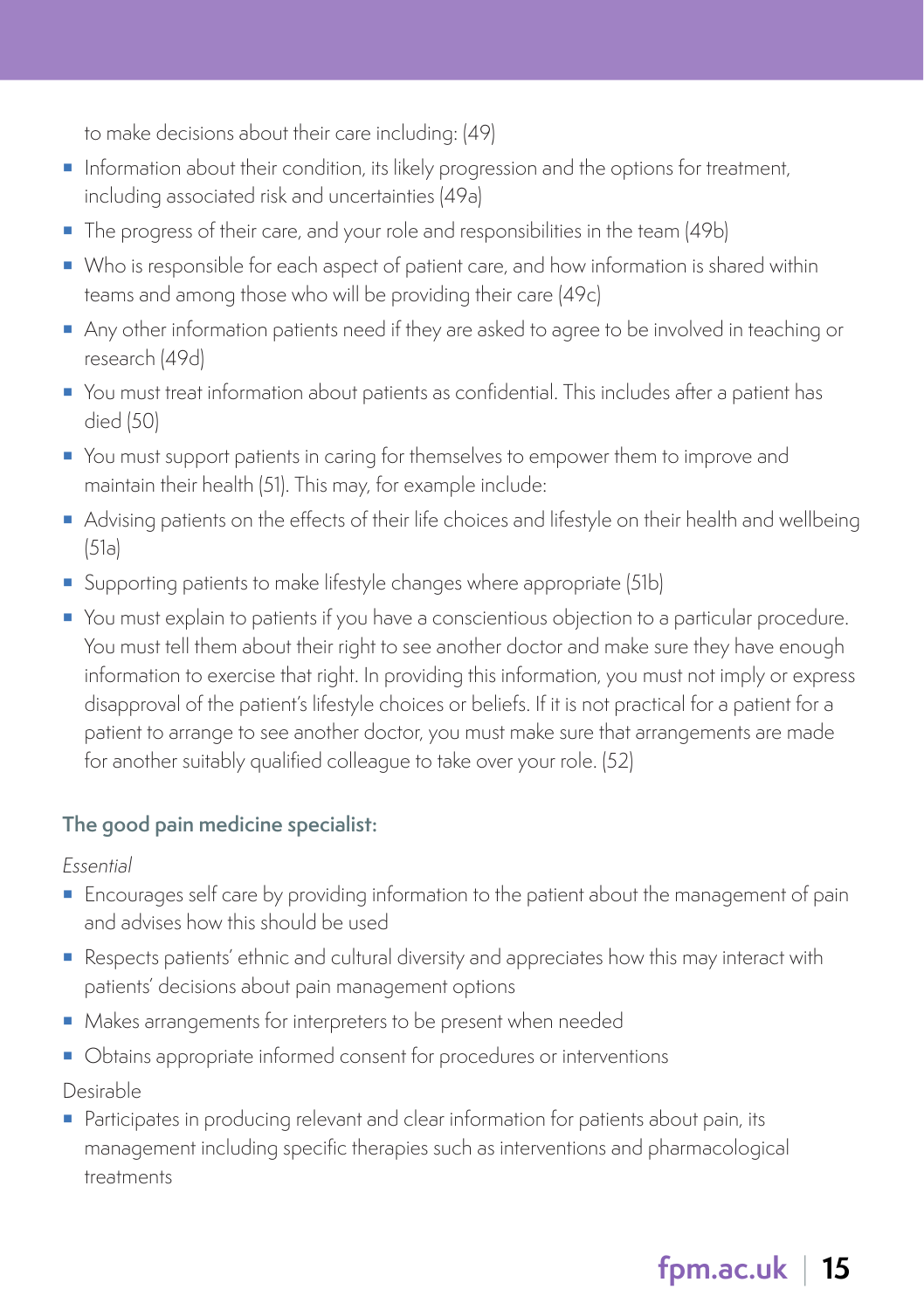to make decisions about their care including: (49)

- Information about their condition, its likely progression and the options for treatment, including associated risk and uncertainties (49a)
- The progress of their care, and your role and responsibilities in the team (49b)
- Who is responsible for each aspect of patient care, and how information is shared within teams and among those who will be providing their care (49c)
- Any other information patients need if they are asked to agree to be involved in teaching or research (49d)
- You must treat information about patients as confidential. This includes after a patient has died (50)
- You must support patients in caring for themselves to empower them to improve and maintain their health (51). This may, for example include:
- Advising patients on the effects of their life choices and lifestyle on their health and wellbeing (51a)
- Supporting patients to make lifestyle changes where appropriate (51b)
- You must explain to patients if you have a conscientious objection to a particular procedure. You must tell them about their right to see another doctor and make sure they have enough information to exercise that right. In providing this information, you must not imply or express disapproval of the patient's lifestyle choices or beliefs. If it is not practical for a patient for a patient to arrange to see another doctor, you must make sure that arrangements are made for another suitably qualified colleague to take over your role. (52)

### The good pain medicine specialist:

*Essential*

- Encourages self care by providing information to the patient about the management of pain and advises how this should be used
- Respects patients' ethnic and cultural diversity and appreciates how this may interact with patients' decisions about pain management options
- Makes arrangements for interpreters to be present when needed
- Obtains appropriate informed consent for procedures or interventions

Desirable

- Participates in producing relevant and clear information for patients about pain, its management including specific therapies such as interventions and pharmacological treatments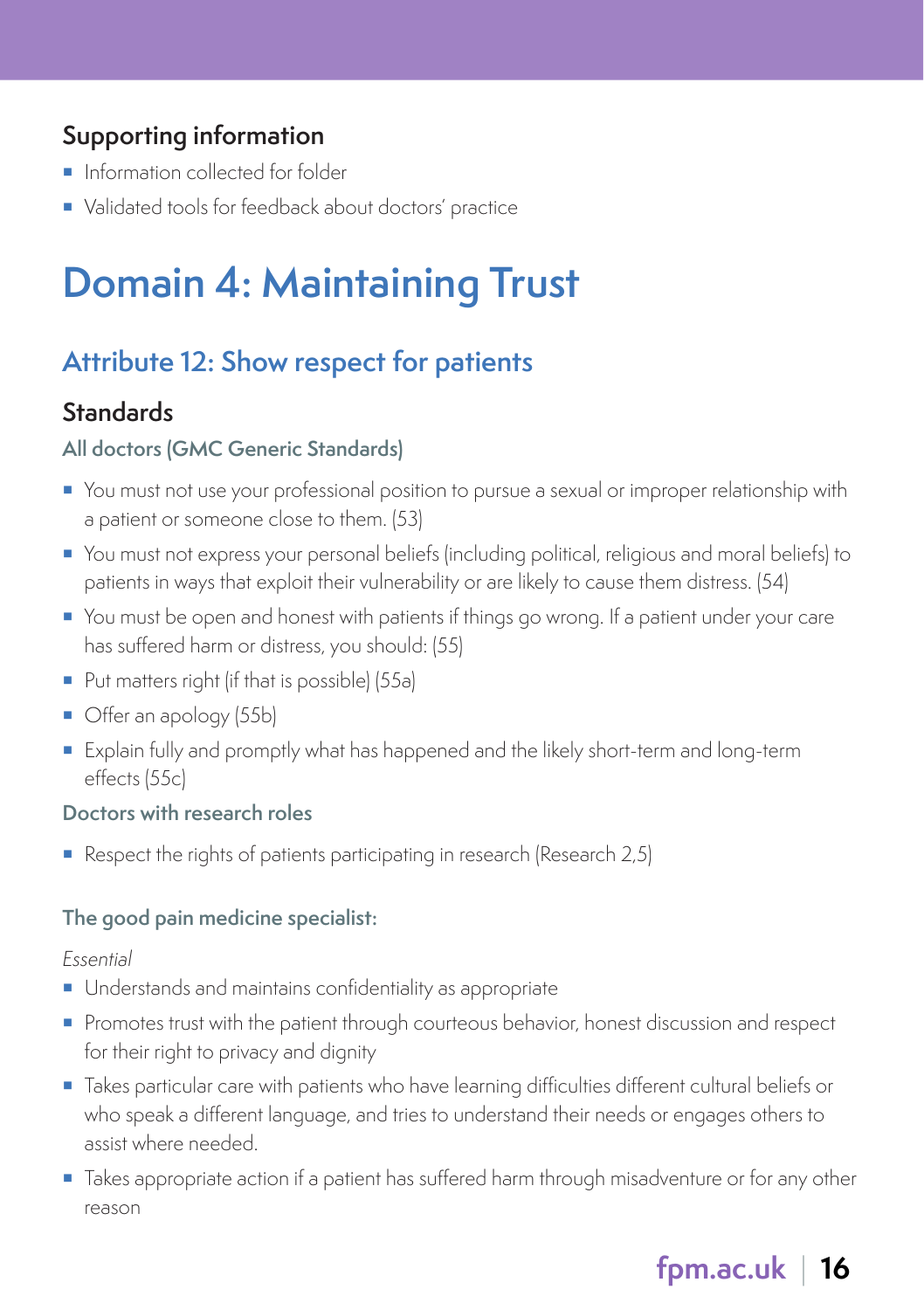### Supporting information

- Information collected for folder
- Validated tools for feedback about doctors' practice

# Domain 4: Maintaining Trust

## Attribute 12: Show respect for patients

### Standards

#### All doctors (GMC Generic Standards)

- You must not use your professional position to pursue a sexual or improper relationship with a patient or someone close to them. (53)
- You must not express your personal beliefs (including political, religious and moral beliefs) to patients in ways that exploit their vulnerability or are likely to cause them distress. (54)
- You must be open and honest with patients if things go wrong. If a patient under your care has suffered harm or distress, you should: (55)
- Put matters right (if that is possible) (55a)
- Offer an apology (55b)
- Explain fully and promptly what has happened and the likely short-term and long-term effects (55c)

#### Doctors with research roles

- Respect the rights of patients participating in research (Research 2,5)

#### The good pain medicine specialist:

*Essential*

- Understands and maintains confidentiality as appropriate
- Promotes trust with the patient through courteous behavior, honest discussion and respect for their right to privacy and dignity
- Takes particular care with patients who have learning difficulties different cultural beliefs or who speak a different language, and tries to understand their needs or engages others to assist where needed.
- Takes appropriate action if a patient has suffered harm through misadventure or for any other reason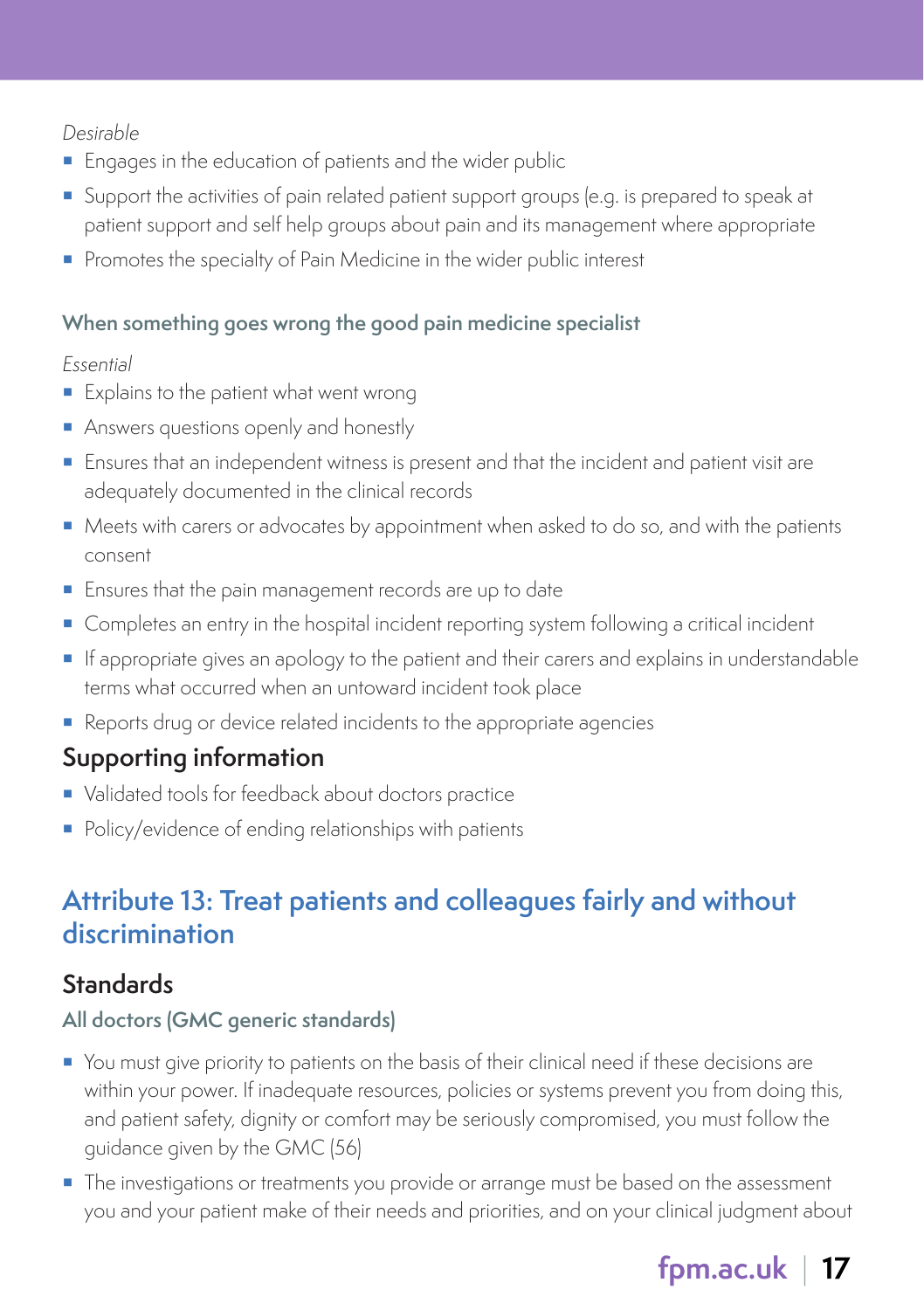*Desirable*

- Engages in the education of patients and the wider public
- Support the activities of pain related patient support groups (e.g. is prepared to speak at patient support and self help groups about pain and its management where appropriate
- Promotes the specialty of Pain Medicine in the wider public interest

#### When something goes wrong the good pain medicine specialist

*Essential*

- Explains to the patient what went wrong
- Answers questions openly and honestly
- Ensures that an independent witness is present and that the incident and patient visit are adequately documented in the clinical records
- Meets with carers or advocates by appointment when asked to do so, and with the patients consent
- Ensures that the pain management records are up to date
- Completes an entry in the hospital incident reporting system following a critical incident
- If appropriate gives an apology to the patient and their carers and explains in understandable terms what occurred when an untoward incident took place
- Reports drug or device related incidents to the appropriate agencies

### Supporting information

- Validated tools for feedback about doctors practice
- Policy/evidence of ending relationships with patients

## Attribute 13: Treat patients and colleagues fairly and without discrimination

### Standards

#### All doctors (GMC generic standards)

- You must give priority to patients on the basis of their clinical need if these decisions are within your power. If inadequate resources, policies or systems prevent you from doing this, and patient safety, dignity or comfort may be seriously compromised, you must follow the guidance given by the GMC (56)
- The investigations or treatments you provide or arrange must be based on the assessment you and your patient make of their needs and priorities, and on your clinical judgment about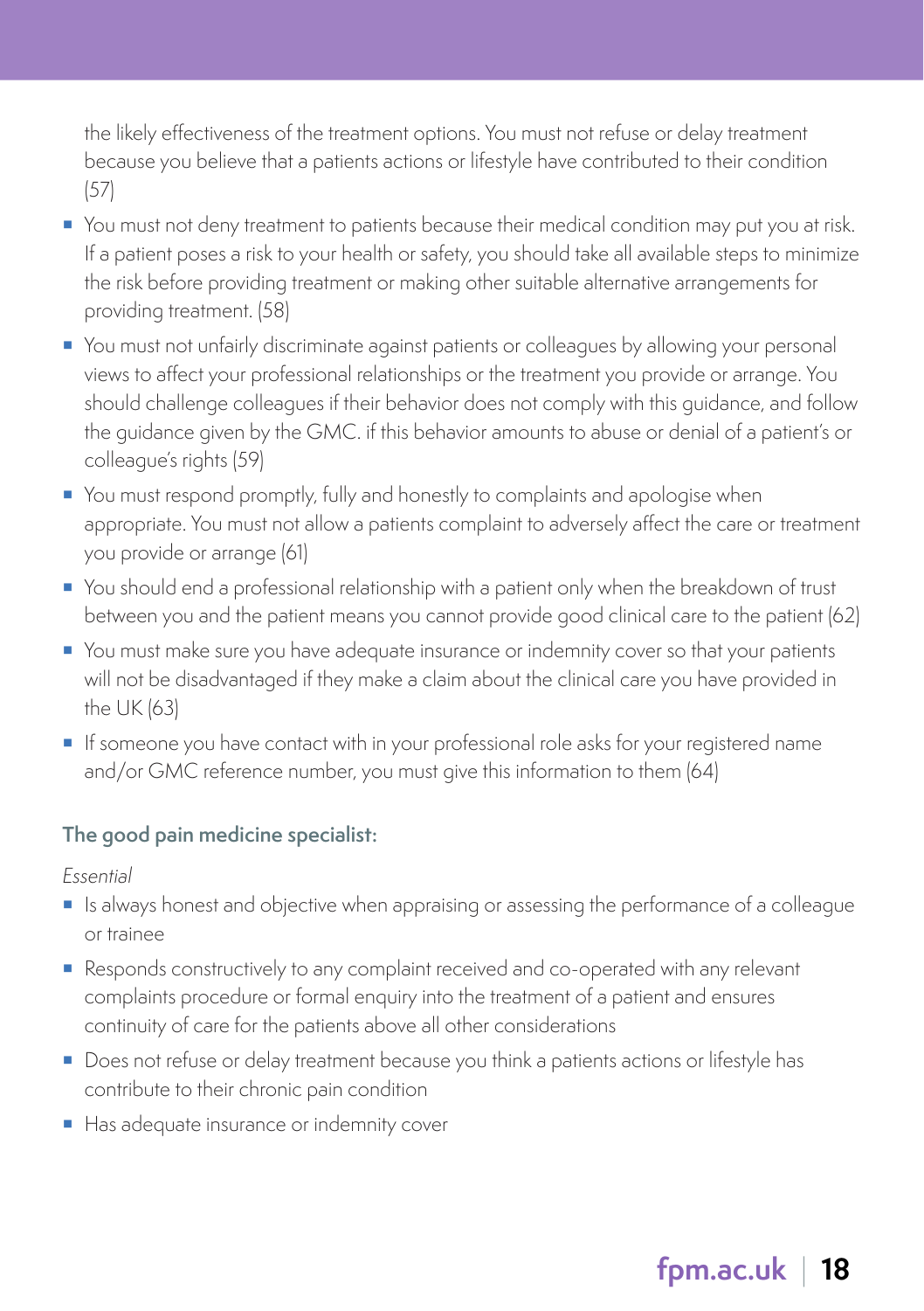the likely effectiveness of the treatment options. You must not refuse or delay treatment because you believe that a patients actions or lifestyle have contributed to their condition (57)

- You must not deny treatment to patients because their medical condition may put you at risk. If a patient poses a risk to your health or safety, you should take all available steps to minimize the risk before providing treatment or making other suitable alternative arrangements for providing treatment. (58)
- You must not unfairly discriminate against patients or colleagues by allowing your personal views to affect your professional relationships or the treatment you provide or arrange. You should challenge colleagues if their behavior does not comply with this guidance, and follow the guidance given by the GMC. if this behavior amounts to abuse or denial of a patient's or colleague's rights (59)
- You must respond promptly, fully and honestly to complaints and apologise when appropriate. You must not allow a patients complaint to adversely affect the care or treatment you provide or arrange (61)
- You should end a professional relationship with a patient only when the breakdown of trust between you and the patient means you cannot provide good clinical care to the patient (62)
- You must make sure you have adequate insurance or indemnity cover so that your patients will not be disadvantaged if they make a claim about the clinical care you have provided in the UK (63)
- If someone you have contact with in your professional role asks for your registered name and/or GMC reference number, you must give this information to them (64)

### The good pain medicine specialist:

*Essential*

- Is always honest and objective when appraising or assessing the performance of a colleague or trainee
- Responds constructively to any complaint received and co-operated with any relevant complaints procedure or formal enquiry into the treatment of a patient and ensures continuity of care for the patients above all other considerations
- Does not refuse or delay treatment because you think a patients actions or lifestyle has contribute to their chronic pain condition
- Has adequate insurance or indemnity cover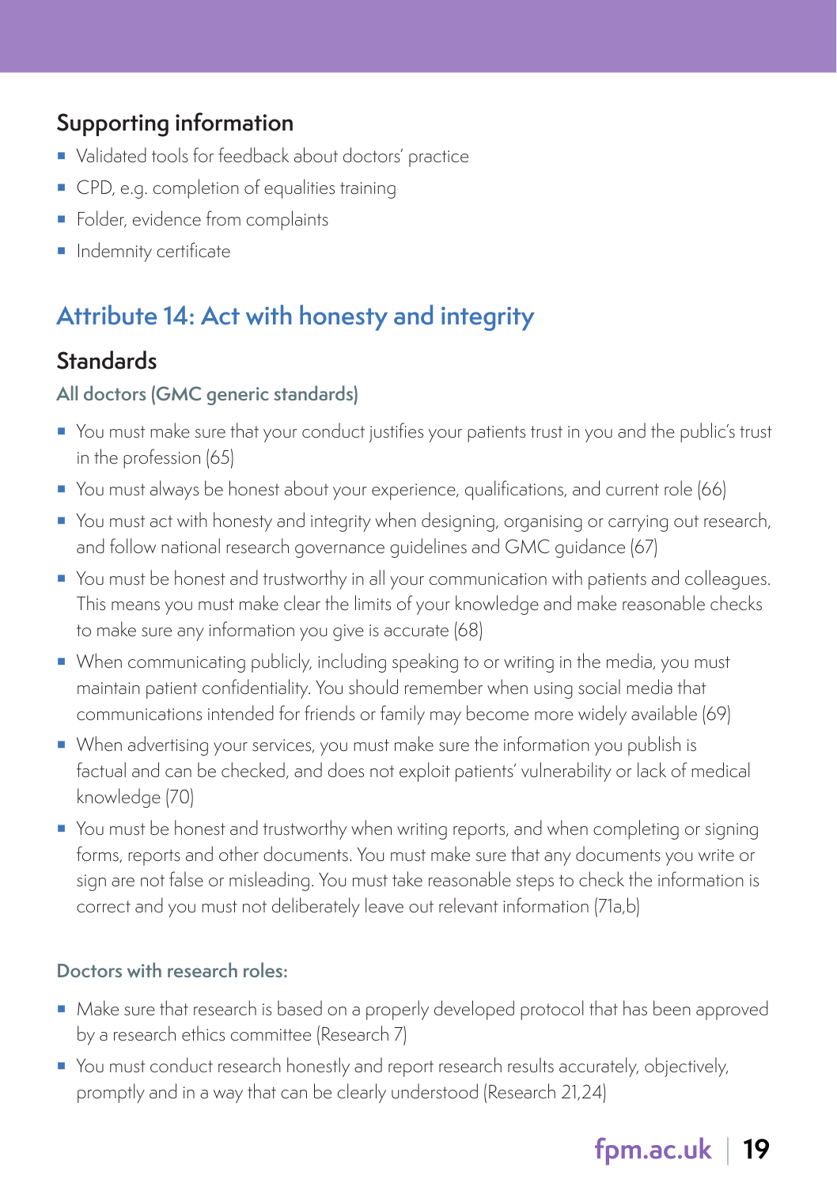## Supporting information

- Validated tools for feedback about doctors' practice
- CPD, e.g. completion of equalities training
- Folder, evidence from complaints
- Indemnity certificate

## Attribute 14: Act with honesty and integrity

### Standards

#### All doctors (GMC generic standards)

- You must make sure that your conduct justifies your patients trust in you and the public's trust in the profession (65)
- You must always be honest about your experience, qualifications, and current role (66)
- You must act with honesty and integrity when designing, organising or carrying out research, and follow national research governance guidelines and GMC guidance (67)
- You must be honest and trustworthy in all your communication with patients and colleagues. This means you must make clear the limits of your knowledge and make reasonable checks to make sure any information you give is accurate (68)
- When communicating publicly, including speaking to or writing in the media, you must maintain patient confidentiality. You should remember when using social media that communications intended for friends or family may become more widely available (69)
- When advertising your services, you must make sure the information you publish is factual and can be checked, and does not exploit patients' vulnerability or lack of medical knowledge (70)
- You must be honest and trustworthy when writing reports, and when completing or signing forms, reports and other documents. You must make sure that any documents you write or sign are not false or misleading. You must take reasonable steps to check the information is correct and you must not deliberately leave out relevant information (71a,b)

#### Doctors with research roles:

- Make sure that research is based on a properly developed protocol that has been approved by a research ethics committee (Research 7)
- You must conduct research honestly and report research results accurately, objectively, promptly and in a way that can be clearly understood (Research 21,24)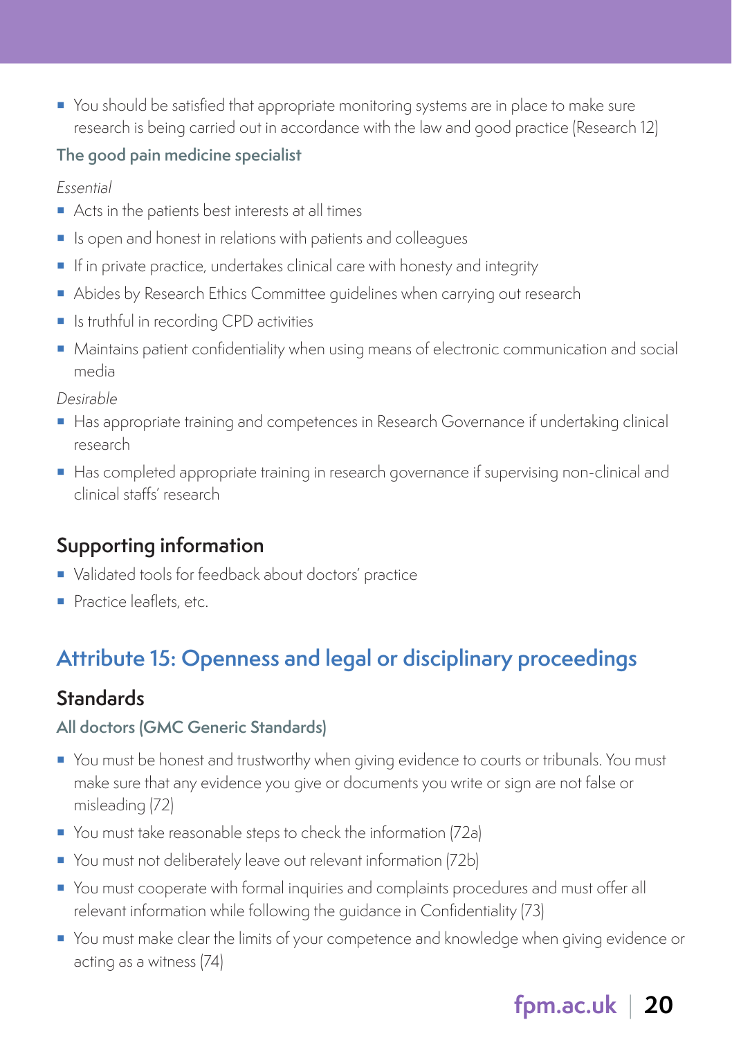- You should be satisfied that appropriate monitoring systems are in place to make sure research is being carried out in accordance with the law and good practice (Research 12)

### The good pain medicine specialist

*Essential*

- Acts in the patients best interests at all times
- Is open and honest in relations with patients and colleagues
- If in private practice, undertakes clinical care with honesty and integrity
- Abides by Research Ethics Committee guidelines when carrying out research
- Is truthful in recording CPD activities
- Maintains patient confidentiality when using means of electronic communication and social media

*Desirable*

- Has appropriate training and competences in Research Governance if undertaking clinical research
- Has completed appropriate training in research governance if supervising non-clinical and clinical staffs' research

## Supporting information

- Validated tools for feedback about doctors' practice
- Practice leaflets, etc.

# Attribute 15: Openness and legal or disciplinary proceedings

## Standards

### All doctors (GMC Generic Standards)

- You must be honest and trustworthy when giving evidence to courts or tribunals. You must make sure that any evidence you give or documents you write or sign are not false or misleading (72)
- You must take reasonable steps to check the information (72a)
- You must not deliberately leave out relevant information (72b)
- You must cooperate with formal inquiries and complaints procedures and must offer all relevant information while following the guidance in Confidentiality (73)
- You must make clear the limits of your competence and knowledge when giving evidence or acting as a witness (74)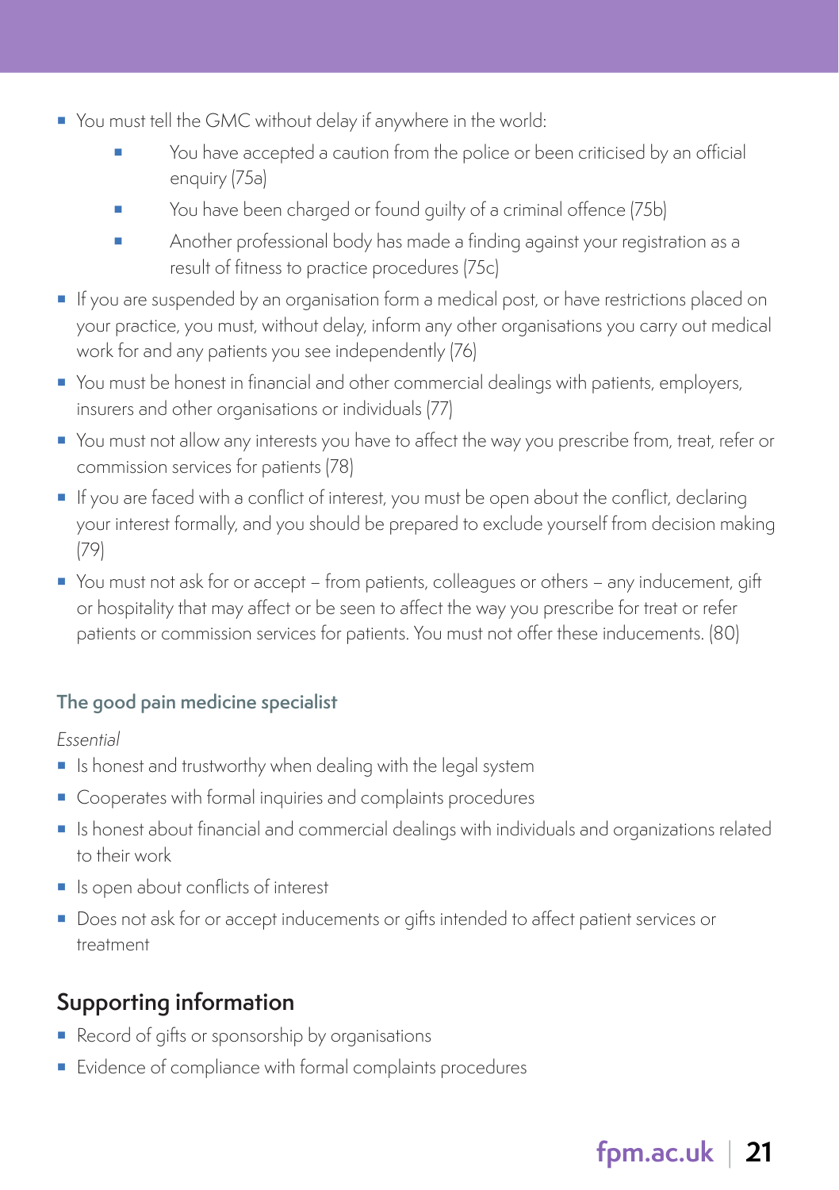- You must tell the GMC without delay if anywhere in the world:
    - You have accepted a caution from the police or been criticised by an official enquiry (75a)
    - You have been charged or found guilty of a criminal offence (75b)
    - Another professional body has made a finding against your registration as a result of fitness to practice procedures (75c)
- If you are suspended by an organisation form a medical post, or have restrictions placed on your practice, you must, without delay, inform any other organisations you carry out medical work for and any patients you see independently (76)
- You must be honest in financial and other commercial dealings with patients, employers, insurers and other organisations or individuals (77)
- You must not allow any interests you have to affect the way you prescribe from, treat, refer or commission services for patients (78)
- If you are faced with a conflict of interest, you must be open about the conflict, declaring your interest formally, and you should be prepared to exclude yourself from decision making (79)
- You must not ask for or accept – from patients, colleagues or others – any inducement, gift or hospitality that may affect or be seen to affect the way you prescribe for treat or refer patients or commission services for patients. You must not offer these inducements. (80)

### The good pain medicine specialist

*Essential*

- Is honest and trustworthy when dealing with the legal system
- Cooperates with formal inquiries and complaints procedures
- Is honest about financial and commercial dealings with individuals and organizations related to their work
- Is open about conflicts of interest
- Does not ask for or accept inducements or gifts intended to affect patient services or treatment

## Supporting information

- Record of gifts or sponsorship by organisations
- Evidence of compliance with formal complaints procedures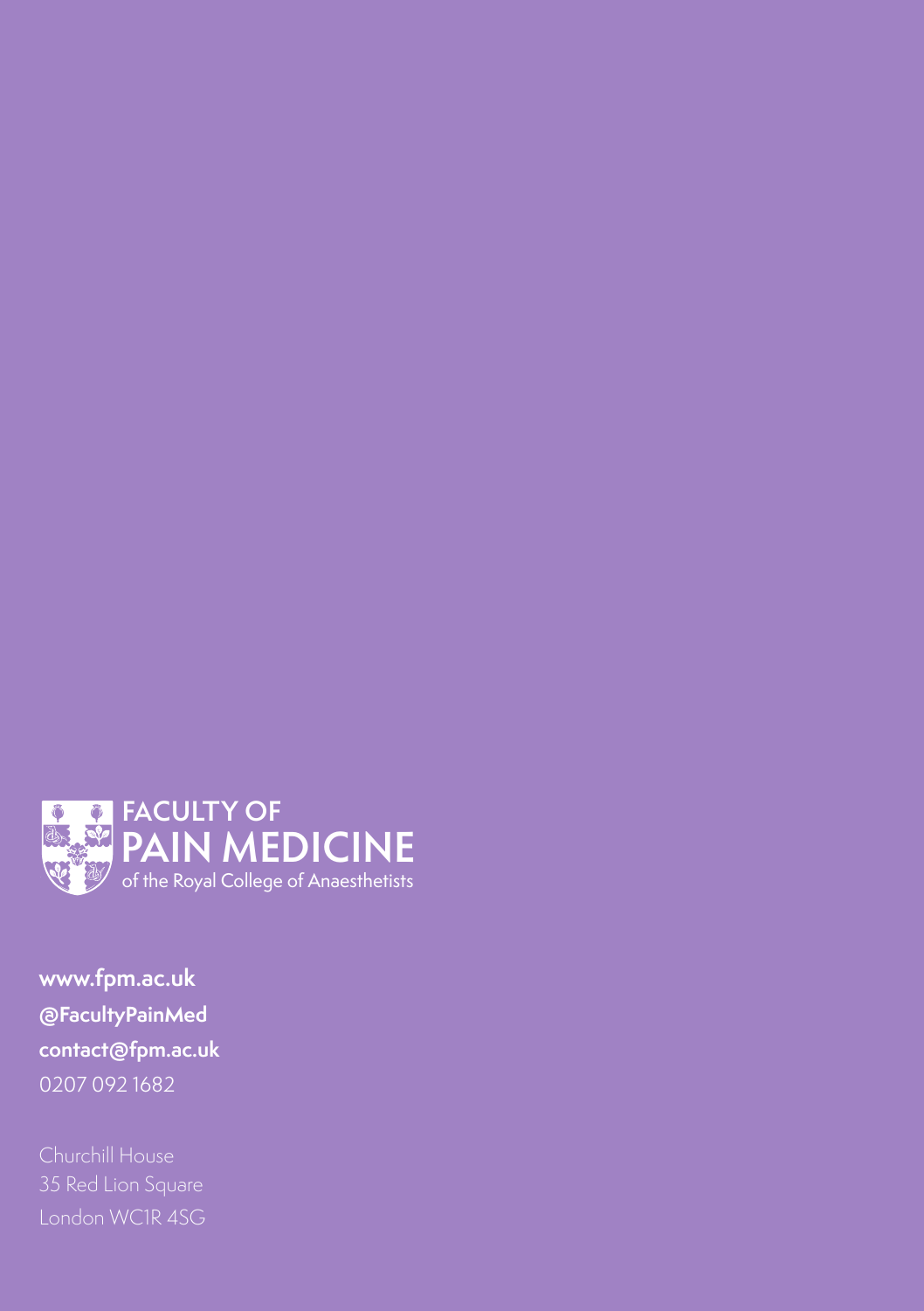FACULTY OF
PAIN MEDICINE
of the Royal College of Anaesthetists

**www.fpm.ac.uk**
**@FacultyPainMed**
**contact@fpm.ac.uk**
0207 092 1682

Churchill House
35 Red Lion Square
London WC1R 4SG